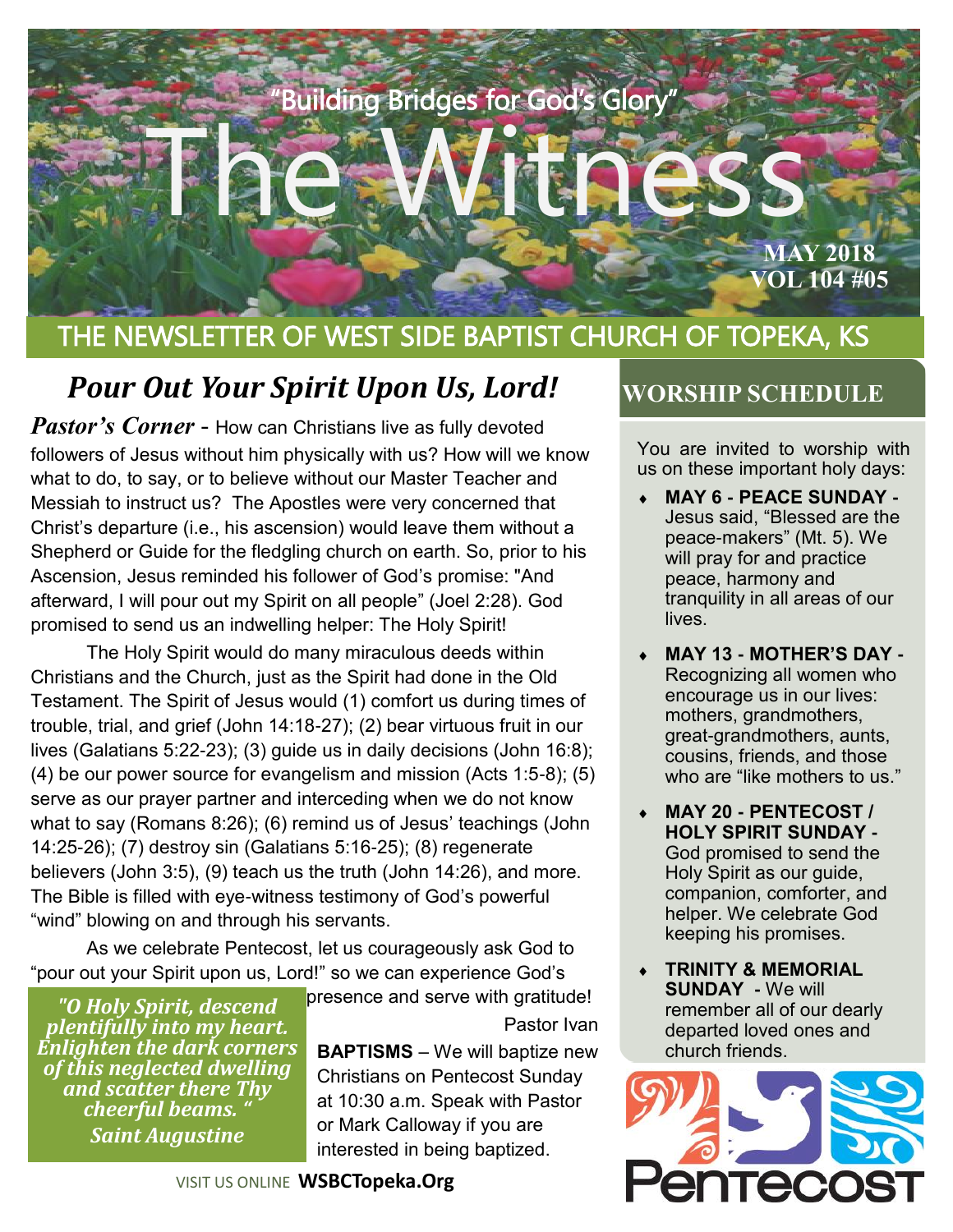"Building Bridges for God's Glory"

# The Witness

**MAY 2018**
**VOL 104 #05**

## THE NEWSLETTER OF WEST SIDE BAPTIST CHURCH OF TOPEKA, KS

## *Pour Out Your Spirit Upon Us, Lord!*

***Pastor's Corner*** - How can Christians live as fully devoted followers of Jesus without him physically with us? How will we know what to do, to say, or to believe without our Master Teacher and Messiah to instruct us? The Apostles were very concerned that Christ's departure (i.e., his ascension) would leave them without a Shepherd or Guide for the fledgling church on earth. So, prior to his Ascension, Jesus reminded his follower of God's promise: "And afterward, I will pour out my Spirit on all people" (Joel 2:28). God promised to send us an indwelling helper: The Holy Spirit!

The Holy Spirit would do many miraculous deeds within Christians and the Church, just as the Spirit had done in the Old Testament. The Spirit of Jesus would (1) comfort us during times of trouble, trial, and grief (John 14:18-27); (2) bear virtuous fruit in our lives (Galatians 5:22-23); (3) guide us in daily decisions (John 16:8); (4) be our power source for evangelism and mission (Acts 1:5-8); (5) serve as our prayer partner and interceding when we do not know what to say (Romans 8:26); (6) remind us of Jesus' teachings (John 14:25-26); (7) destroy sin (Galatians 5:16-25); (8) regenerate believers (John 3:5), (9) teach us the truth (John 14:26), and more. The Bible is filled with eye-witness testimony of God's powerful "wind" blowing on and through his servants.

As we celebrate Pentecost, let us courageously ask God to "pour out your Spirit upon us, Lord!" so we can experience God's presence and serve with gratitude!

Pastor Ivan

> ***"O Holy Spirit, descend plentifully into my heart. Enlighten the dark corners of this neglected dwelling and scatter there Thy cheerful beams. "***
> ***Saint Augustine***

**BAPTISMS** – We will baptize new Christians on Pentecost Sunday at 10:30 a.m. Speak with Pastor or Mark Calloway if you are interested in being baptized.

VISIT US ONLINE **WSBCTopeka.Org**

## WORSHIP SCHEDULE

You are invited to worship with us on these important holy days:

- **MAY 6 - PEACE SUNDAY -** Jesus said, "Blessed are the peace-makers" (Mt. 5). We will pray for and practice peace, harmony and tranquility in all areas of our lives.
- **MAY 13 - MOTHER'S DAY -** Recognizing all women who encourage us in our lives: mothers, grandmothers, great-grandmothers, aunts, cousins, friends, and those who are "like mothers to us."
- **MAY 20 - PENTECOST / HOLY SPIRIT SUNDAY -** God promised to send the Holy Spirit as our guide, companion, comforter, and helper. We celebrate God keeping his promises.
- **TRINITY & MEMORIAL SUNDAY -** We will remember all of our dearly departed loved ones and church friends.

Pentecost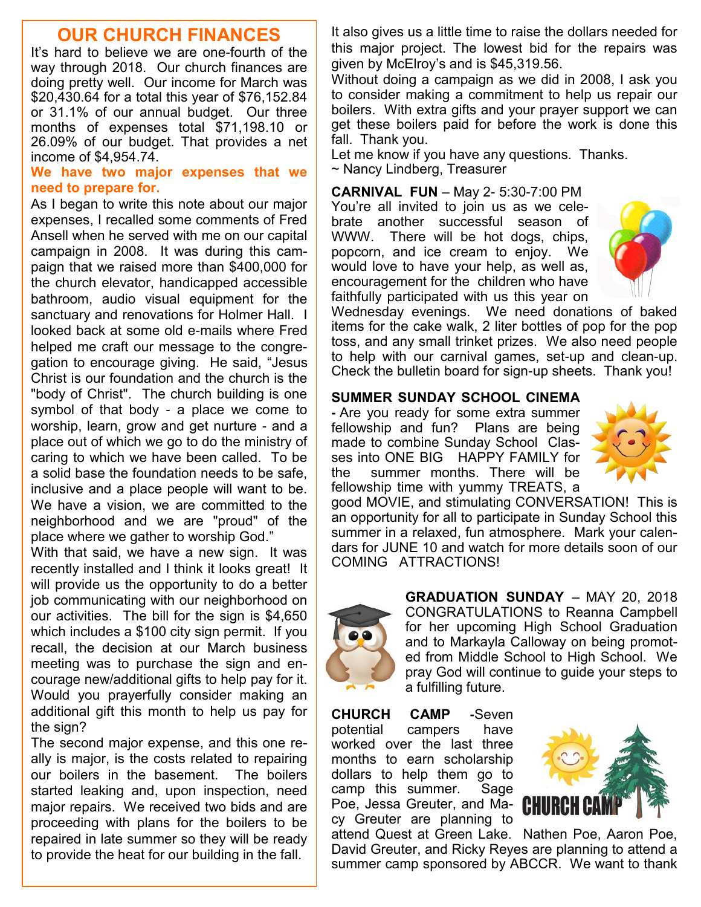## OUR CHURCH FINANCES

It's hard to believe we are one-fourth of the way through 2018. Our church finances are doing pretty well. Our income for March was $20,430.64 for a total this year of $76,152.84 or 31.1% of our annual budget. Our three months of expenses total $71,198.10 or 26.09% of our budget. That provides a net income of $4,954.74.

**We have two major expenses that we need to prepare for.**

As I began to write this note about our major expenses, I recalled some comments of Fred Ansell when he served with me on our capital campaign in 2008. It was during this campaign that we raised more than $400,000 for the church elevator, handicapped accessible bathroom, audio visual equipment for the sanctuary and renovations for Holmer Hall. I looked back at some old e-mails where Fred helped me craft our message to the congregation to encourage giving. He said, "Jesus Christ is our foundation and the church is the "body of Christ". The church building is one symbol of that body - a place we come to worship, learn, grow and get nurture - and a place out of which we go to do the ministry of caring to which we have been called. To be a solid base the foundation needs to be safe, inclusive and a place people will want to be. We have a vision, we are committed to the neighborhood and we are "proud" of the place where we gather to worship God."

With that said, we have a new sign. It was recently installed and I think it looks great! It will provide us the opportunity to do a better job communicating with our neighborhood on our activities. The bill for the sign is $4,650 which includes a $100 city sign permit. If you recall, the decision at our March business meeting was to purchase the sign and encourage new/additional gifts to help pay for it. Would you prayerfully consider making an additional gift this month to help us pay for the sign?

The second major expense, and this one really is major, is the costs related to repairing our boilers in the basement. The boilers started leaking and, upon inspection, need major repairs. We received two bids and are proceeding with plans for the boilers to be repaired in late summer so they will be ready to provide the heat for our building in the fall. It also gives us a little time to raise the dollars needed for this major project. The lowest bid for the repairs was given by McElroy's and is $45,319.56.

Without doing a campaign as we did in 2008, I ask you to consider making a commitment to help us repair our boilers. With extra gifts and your prayer support we can get these boilers paid for before the work is done this fall. Thank you.

Let me know if you have any questions. Thanks.
~ Nancy Lindberg, Treasurer

**CARNIVAL FUN** – May 2- 5:30-7:00 PM
You're all invited to join us as we celebrate another successful season of WWW. There will be hot dogs, chips, popcorn, and ice cream to enjoy. We would love to have your help, as well as, encouragement for the children who have faithfully participated with us this year on Wednesday evenings. We need donations of baked items for the cake walk, 2 liter bottles of pop for the pop toss, and any small trinket prizes. We also need people to help with our carnival games, set-up and clean-up. Check the bulletin board for sign-up sheets. Thank you!

**SUMMER SUNDAY SCHOOL CINEMA** - Are you ready for some extra summer fellowship and fun? Plans are being made to combine Sunday School Classes into ONE BIG HAPPY FAMILY for the summer months. There will be fellowship time with yummy TREATS, a good MOVIE, and stimulating CONVERSATION! This is an opportunity for all to participate in Sunday School this summer in a relaxed, fun atmosphere. Mark your calendars for JUNE 10 and watch for more details soon of our COMING ATTRACTIONS!

**GRADUATION SUNDAY** – MAY 20, 2018
CONGRATULATIONS to Reanna Campbell for her upcoming High School Graduation and to Markayla Calloway on being promoted from Middle School to High School. We pray God will continue to guide your steps to a fulfilling future.

**CHURCH CAMP** -Seven potential campers have worked over the last three months to earn scholarship dollars to help them go to camp this summer. Sage Poe, Jessa Greuter, and Macy Greuter are planning to attend Quest at Green Lake. Nathen Poe, Aaron Poe, David Greuter, and Ricky Reyes are planning to attend a summer camp sponsored by ABCCR. We want to thank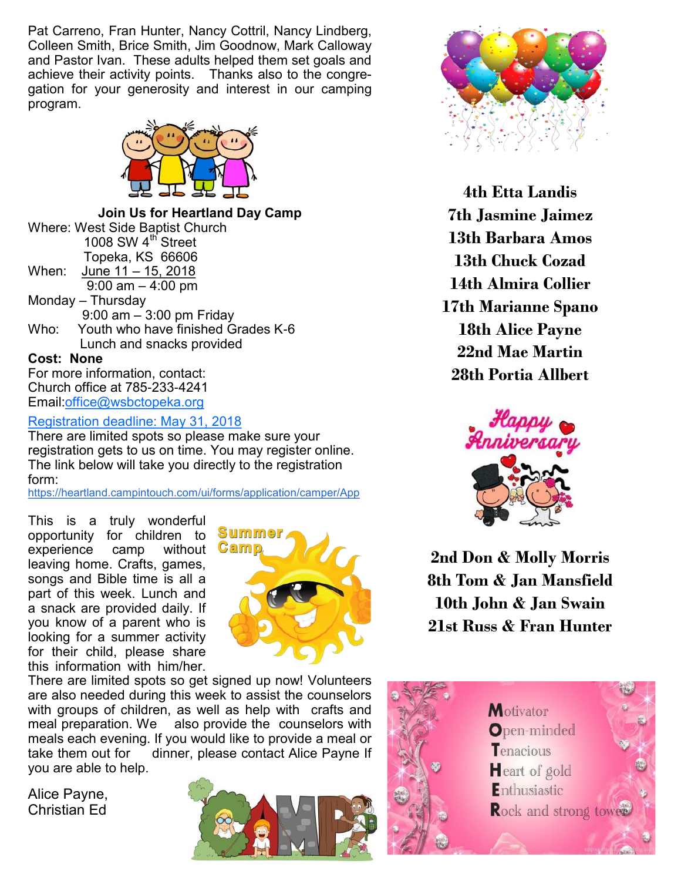Pat Carreno, Fran Hunter, Nancy Cottril, Nancy Lindberg, Colleen Smith, Brice Smith, Jim Goodnow, Mark Calloway and Pastor Ivan. These adults helped them set goals and achieve their activity points. Thanks also to the congregation for your generosity and interest in our camping program.

**Join Us for Heartland Day Camp**

Where: West Side Baptist Church
1008 SW 4th Street
Topeka, KS 66606

When: June 11 – 15, 2018
9:00 am – 4:00 pm
Monday – Thursday
9:00 am – 3:00 pm Friday

Who: Youth who have finished Grades K-6
Lunch and snacks provided

**Cost: None**

For more information, contact:
Church office at 785-233-4241
Email:office@wsbctopeka.org

Registration deadline: May 31, 2018

There are limited spots so please make sure your registration gets to us on time. You may register online. The link below will take you directly to the registration form:
https://heartland.campintouch.com/ui/forms/application/camper/App

This is a truly wonderful opportunity for children to experience camp without leaving home. Crafts, games, songs and Bible time is all a part of this week. Lunch and a snack are provided daily. If you know of a parent who is looking for a summer activity for their child, please share this information with him/her. There are limited spots so get signed up now! Volunteers are also needed during this week to assist the counselors with groups of children, as well as help with crafts and meal preparation. We also provide the counselors with meals each evening. If you would like to provide a meal or take them out for dinner, please contact Alice Payne If you are able to help.

Alice Payne,
Christian Ed

**4th Etta Landis**
**7th Jasmine Jaimez**
**13th Barbara Amos**
**13th Chuck Cozad**
**14th Almira Collier**
**17th Marianne Spano**
**18th Alice Payne**
**22nd Mae Martin**
**28th Portia Allbert**

Happy Anniversary

**2nd Don & Molly Morris**
**8th Tom & Jan Mansfield**
**10th John & Jan Swain**
**21st Russ & Fran Hunter**

**M**otivator
**O**pen-minded
**T**enacious
**H**eart of gold
**E**nthusiastic
**R**ock and strong tower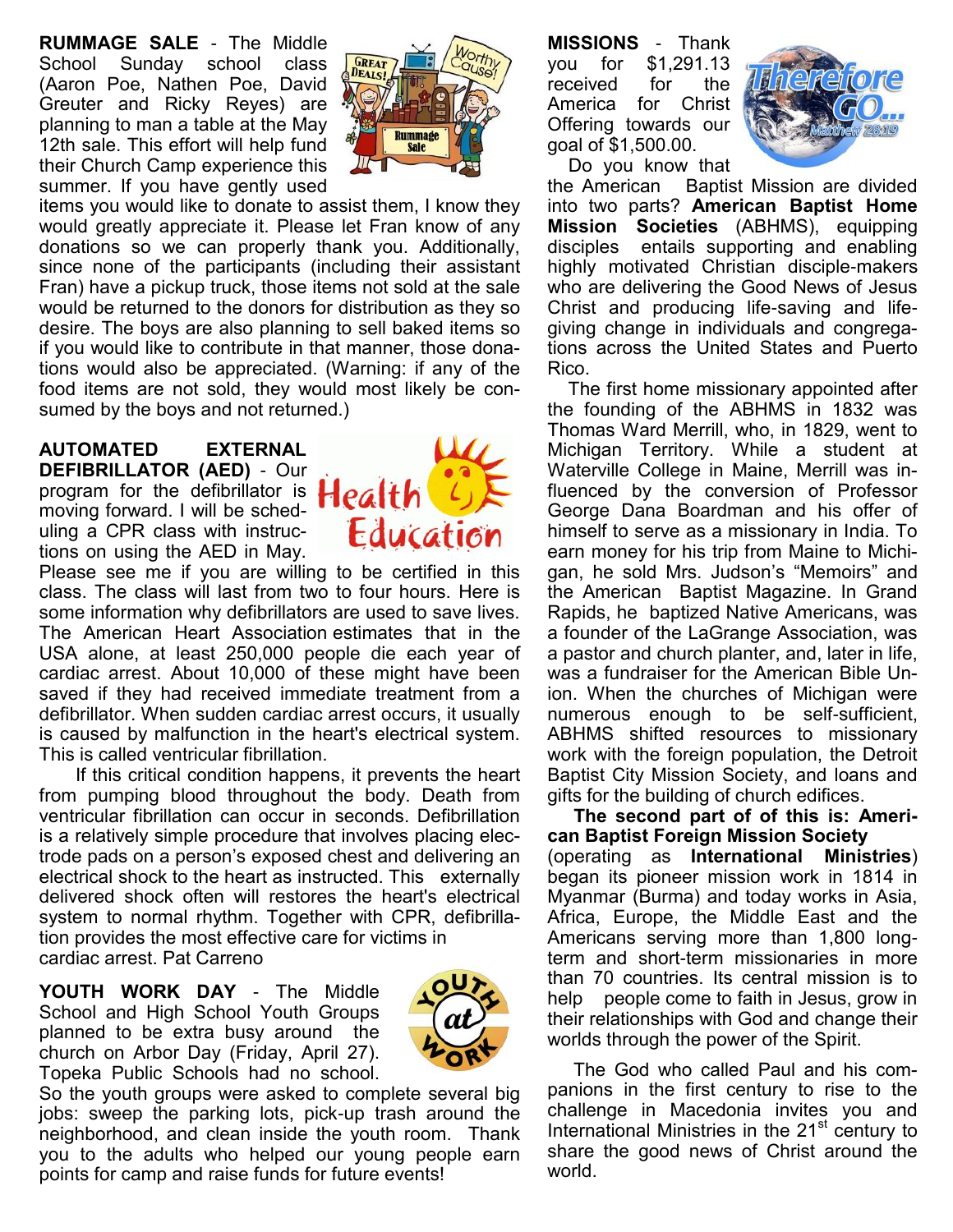**RUMMAGE SALE** - The Middle School Sunday school class (Aaron Poe, Nathen Poe, David Greuter and Ricky Reyes) are planning to man a table at the May 12th sale. This effort will help fund their Church Camp experience this summer. If you have gently used items you would like to donate to assist them, I know they would greatly appreciate it. Please let Fran know of any donations so we can properly thank you. Additionally, since none of the participants (including their assistant Fran) have a pickup truck, those items not sold at the sale would be returned to the donors for distribution as they so desire. The boys are also planning to sell baked items so if you would like to contribute in that manner, those donations would also be appreciated. (Warning: if any of the food items are not sold, they would most likely be consumed by the boys and not returned.)

**AUTOMATED EXTERNAL DEFIBRILLATOR (AED)** - Our program for the defibrillator is moving forward. I will be scheduling a CPR class with instructions on using the AED in May. Please see me if you are willing to be certified in this class. The class will last from two to four hours. Here is some information why defibrillators are used to save lives. The American Heart Association estimates that in the USA alone, at least 250,000 people die each year of cardiac arrest. About 10,000 of these might have been saved if they had received immediate treatment from a defibrillator. When sudden cardiac arrest occurs, it usually is caused by malfunction in the heart's electrical system. This is called ventricular fibrillation.

If this critical condition happens, it prevents the heart from pumping blood throughout the body. Death from ventricular fibrillation can occur in seconds. Defibrillation is a relatively simple procedure that involves placing electrode pads on a person's exposed chest and delivering an electrical shock to the heart as instructed. This externally delivered shock often will restores the heart's electrical system to normal rhythm. Together with CPR, defibrillation provides the most effective care for victims in cardiac arrest. Pat Carreno

**YOUTH WORK DAY** - The Middle School and High School Youth Groups planned to be extra busy around the church on Arbor Day (Friday, April 27). Topeka Public Schools had no school. So the youth groups were asked to complete several big jobs: sweep the parking lots, pick-up trash around the neighborhood, and clean inside the youth room. Thank you to the adults who helped our young people earn points for camp and raise funds for future events!

**MISSIONS** - Thank you for $1,291.13 received for the America for Christ Offering towards our goal of $1,500.00.

Do you know that the American Baptist Mission are divided into two parts? **American Baptist Home Mission Societies** (ABHMS), equipping disciples entails supporting and enabling highly motivated Christian disciple-makers who are delivering the Good News of Jesus Christ and producing life-saving and life-giving change in individuals and congregations across the United States and Puerto Rico.

The first home missionary appointed after the founding of the ABHMS in 1832 was Thomas Ward Merrill, who, in 1829, went to Michigan Territory. While a student at Waterville College in Maine, Merrill was influenced by the conversion of Professor George Dana Boardman and his offer of himself to serve as a missionary in India. To earn money for his trip from Maine to Michigan, he sold Mrs. Judson's "Memoirs" and the American Baptist Magazine. In Grand Rapids, he baptized Native Americans, was a founder of the LaGrange Association, was a pastor and church planter, and, later in life, was a fundraiser for the American Bible Union. When the churches of Michigan were numerous enough to be self-sufficient, ABHMS shifted resources to missionary work with the foreign population, the Detroit Baptist City Mission Society, and loans and gifts for the building of church edifices.

**The second part of of this is: American Baptist Foreign Mission Society** (operating as **International Ministries**) began its pioneer mission work in 1814 in Myanmar (Burma) and today works in Asia, Africa, Europe, the Middle East and the Americans serving more than 1,800 long-term and short-term missionaries in more than 70 countries. Its central mission is to help people come to faith in Jesus, grow in their relationships with God and change their worlds through the power of the Spirit.

The God who called Paul and his companions in the first century to rise to the challenge in Macedonia invites you and International Ministries in the 21st century to share the good news of Christ around the world.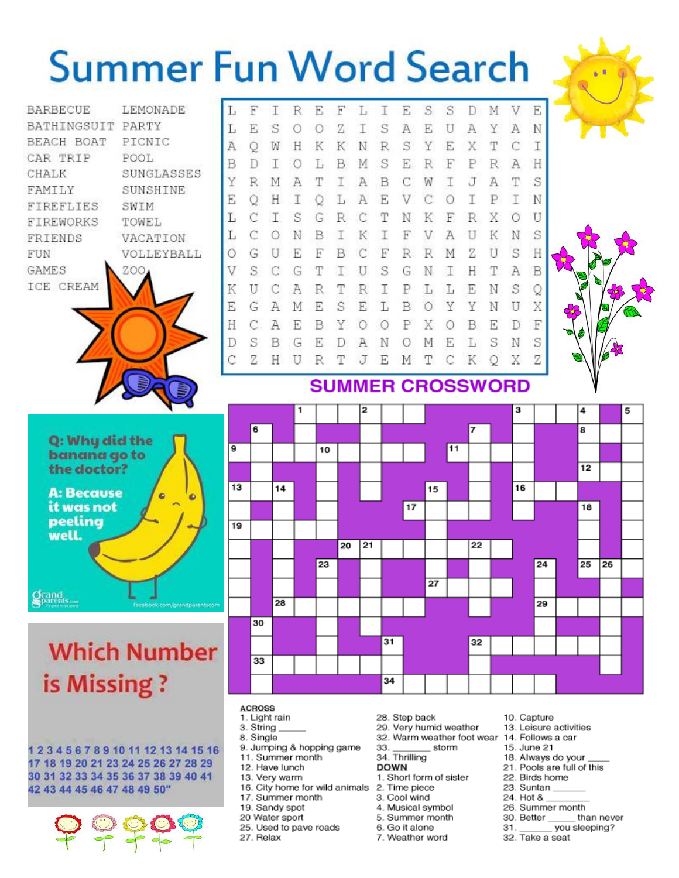# Summer Fun Word Search

| | |
|---|---|
| BARBECUE | LEMONADE |
| BATHINGSUIT | PARTY |
| BEACH BOAT | PICNIC |
| CAR TRIP | POOL |
| CHALK | SUNGLASSES |
| FAMILY | SUNSHINE |
| FIREFLIES | SWIM |
| FIREWORKS | TOWEL |
| FRIENDS | VACATION |
| FUN | VOLLEYBALL |
| GAMES | ZOO |
| ICE CREAM | |

```
L F I R E F L I E S S D M V E
L E S O O Z I S A E U A Y A N
A Q W H K K N R S Y E X T C I
B D I O L B M S E R F P R A H
Y R M A T I A B C W I J A T S
E Q H I Q L A E V C O I P I N
L C I S G R C T N K F R X O U
L C O N B I K I F V A U K N S
O G U E F B C F R R M Z U S H
V S C G T I U S G N I H T A B
K U C A R T R I P L L E N S Q
E G A M E S E L B O Y Y N U X
H C A E B Y O O P X O B E D F
D S B G E D A N O M E L S N S
C Z H U R T J E M T C K Q X Z
```

Q: Why did the banana go to the doctor?

A: Because it was not peeling well.

grandparents.com

facebook.com/grandparentscom

## Which Number is Missing ?

1 2 3 4 5 6 7 8 9 10 11 12 13 14 15 16 17 18 19 20 21 23 24 25 26 27 28 29 30 31 32 33 34 35 36 37 38 39 40 41 42 43 44 45 46 47 48 49 50"

## SUMMER CROSSWORD

**ACROSS**
1. Light rain
3. String ______
8. Single
9. Jumping & hopping game
11. Summer month
12. Have lunch
13. Very warm
16. City home for wild animals
17. Summer month
19. Sandy spot
20 Water sport
25. Used to pave roads
27. Relax
28. Step back
29. Very humid weather
32. Warm weather foot wear
33. ________ storm
34. Thrilling

**DOWN**
1. Short form of sister
2. Time piece
3. Cool wind
4. Musical symbol
5. Summer month
6. Go it alone
7. Weather word
10. Capture
13. Leisure activities
14. Follows a car
15. June 21
18. Always do your ____
21. Pools are full of this
22. Birds home
23. Suntan ______
24. Hot & ________
26. Summer month
30. Better _____ than never
31. _______ you sleeping?
32. Take a seat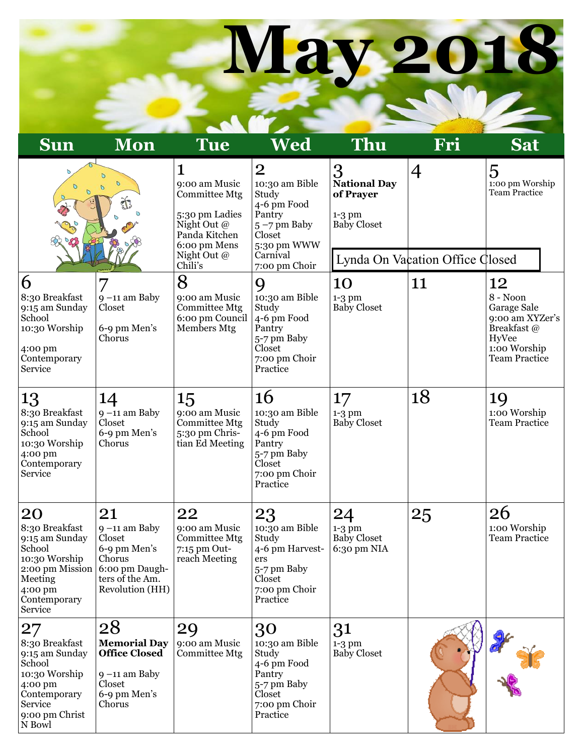# May 2018

| Sun | Mon | Tue | Wed | Thu | Fri | Sat |
|---|---|---|---|---|---|---|
| | | 1<br>9:00 am Music Committee Mtg<br><br>5:30 pm Ladies Night Out @ Panda Kitchen<br>6:00 pm Mens Night Out @ Chili's | 2<br>10:30 am Bible Study<br>4-6 pm Food Pantry<br>5 –7 pm Baby Closet<br>5:30 pm WWW Carnival<br>7:00 pm Choir | 3<br>**National Day of Prayer**<br><br>1-3 pm<br>Baby Closet<br><br>Lynda On Vacation Office Closed | 4 | 5<br>1:00 pm Worship Team Practice |
| 6<br>8:30 Breakfast<br>9:15 am Sunday School<br>10:30 Worship<br><br>4:00 pm Contemporary Service | 7<br>9 –11 am Baby Closet<br><br>6-9 pm Men's Chorus | 8<br>9:00 am Music Committee Mtg<br>6:00 pm Council Members Mtg | 9<br>10:30 am Bible Study<br>4-6 pm Food Pantry<br>5-7 pm Baby Closet<br>7:00 pm Choir Practice | 10<br>1-3 pm<br>Baby Closet | 11 | 12<br>8 - Noon<br>Garage Sale<br>9:00 am XYZer's Breakfast @ HyVee<br>1:00 Worship Team Practice |
| 13<br>8:30 Breakfast<br>9:15 am Sunday School<br>10:30 Worship<br>4:00 pm Contemporary Service | 14<br>9 –11 am Baby Closet<br>6-9 pm Men's Chorus | 15<br>9:00 am Music Committee Mtg<br>5:30 pm Christian Ed Meeting | 16<br>10:30 am Bible Study<br>4-6 pm Food Pantry<br>5-7 pm Baby Closet<br>7:00 pm Choir Practice | 17<br>1-3 pm<br>Baby Closet | 18 | 19<br>1:00 Worship Team Practice |
| 20<br>8:30 Breakfast<br>9:15 am Sunday School<br>10:30 Worship<br>2:00 pm Mission Meeting<br>4:00 pm Contemporary Service | 21<br>9 –11 am Baby Closet<br>6-9 pm Men's Chorus<br>6:00 pm Daughters of the Am. Revolution (HH) | 22<br>9:00 am Music Committee Mtg<br>7:15 pm Outreach Meeting | 23<br>10:30 am Bible Study<br>4-6 pm Harvesters<br>5-7 pm Baby Closet<br>7:00 pm Choir Practice | 24<br>1-3 pm<br>Baby Closet<br>6:30 pm NIA | 25 | 26<br>1:00 Worship Team Practice |
| 27<br>8:30 Breakfast<br>9:15 am Sunday School<br>10:30 Worship<br>4:00 pm Contemporary Service<br>9:00 pm Christ N Bowl | 28<br>**Memorial Day Office Closed**<br><br>9 –11 am Baby Closet<br>6-9 pm Men's Chorus | 29<br>9:00 am Music Committee Mtg | 30<br>10:30 am Bible Study<br>4-6 pm Food Pantry<br>5-7 pm Baby Closet<br>7:00 pm Choir Practice | 31<br>1-3 pm<br>Baby Closet | | |